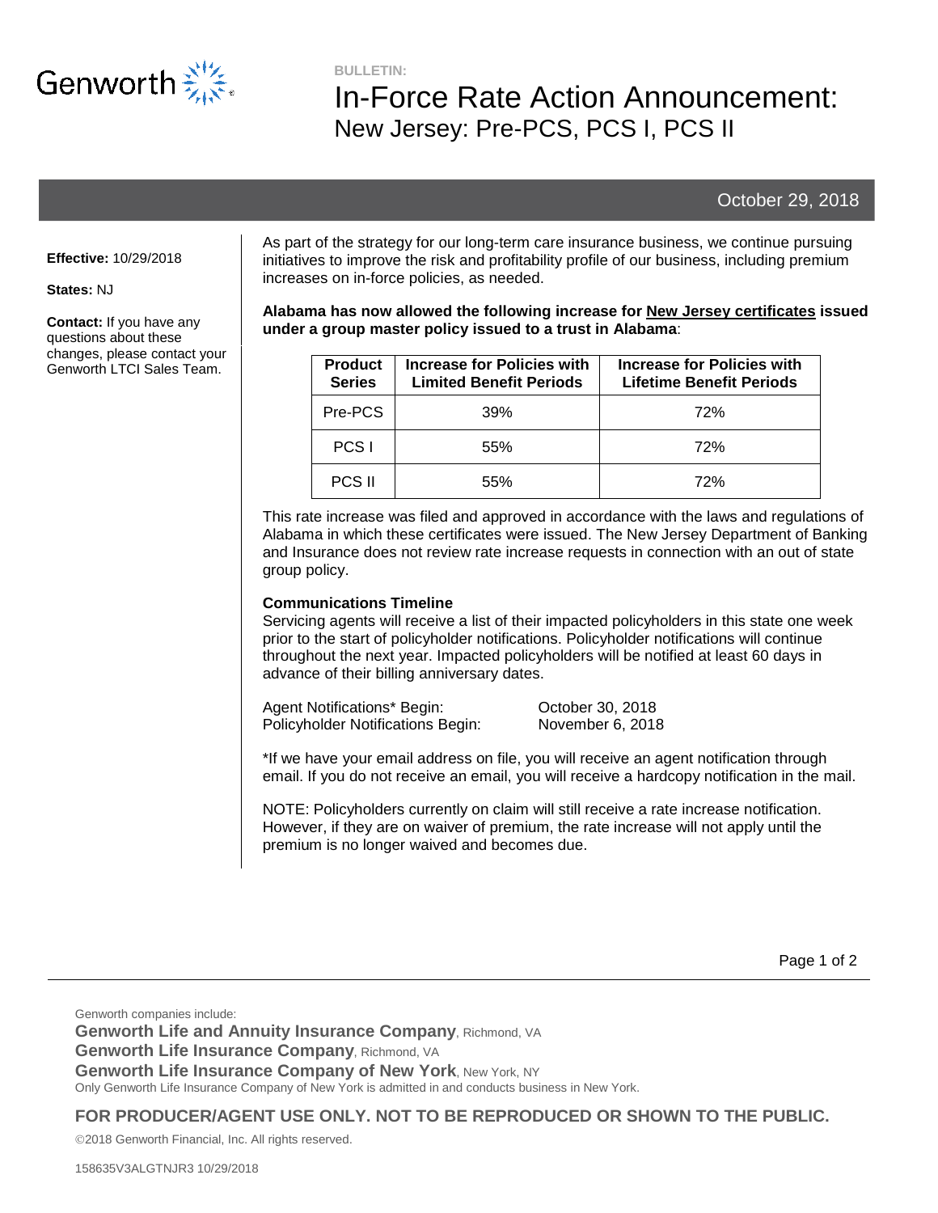Genworth

BULLETIN:

# In-Force Rate Action Announcement:
## New Jersey: Pre-PCS, PCS I, PCS II

October 29, 2018

**Effective:** 10/29/2018

**States:** NJ

**Contact:** If you have any questions about these changes, please contact your Genworth LTCI Sales Team.

As part of the strategy for our long-term care insurance business, we continue pursuing initiatives to improve the risk and profitability profile of our business, including premium increases on in-force policies, as needed.

**Alabama has now allowed the following increase for New Jersey certificates issued under a group master policy issued to a trust in Alabama**:

| Product Series | Increase for Policies with Limited Benefit Periods | Increase for Policies with Lifetime Benefit Periods |
|---|---|---|
| Pre-PCS | 39% | 72% |
| PCS I | 55% | 72% |
| PCS II | 55% | 72% |

This rate increase was filed and approved in accordance with the laws and regulations of Alabama in which these certificates were issued. The New Jersey Department of Banking and Insurance does not review rate increase requests in connection with an out of state group policy.

**Communications Timeline**

Servicing agents will receive a list of their impacted policyholders in this state one week prior to the start of policyholder notifications. Policyholder notifications will continue throughout the next year. Impacted policyholders will be notified at least 60 days in advance of their billing anniversary dates.

Agent Notifications* Begin: October 30, 2018
Policyholder Notifications Begin: November 6, 2018

*If we have your email address on file, you will receive an agent notification through email. If you do not receive an email, you will receive a hardcopy notification in the mail.

NOTE: Policyholders currently on claim will still receive a rate increase notification. However, if they are on waiver of premium, the rate increase will not apply until the premium is no longer waived and becomes due.

Genworth companies include:
**Genworth Life and Annuity Insurance Company**, Richmond, VA
**Genworth Life Insurance Company**, Richmond, VA
**Genworth Life Insurance Company of New York**, New York, NY
Only Genworth Life Insurance Company of New York is admitted in and conducts business in New York.

**FOR PRODUCER/AGENT USE ONLY. NOT TO BE REPRODUCED OR SHOWN TO THE PUBLIC.**

©2018 Genworth Financial, Inc. All rights reserved.

158635V3ALGTNJR3 10/29/2018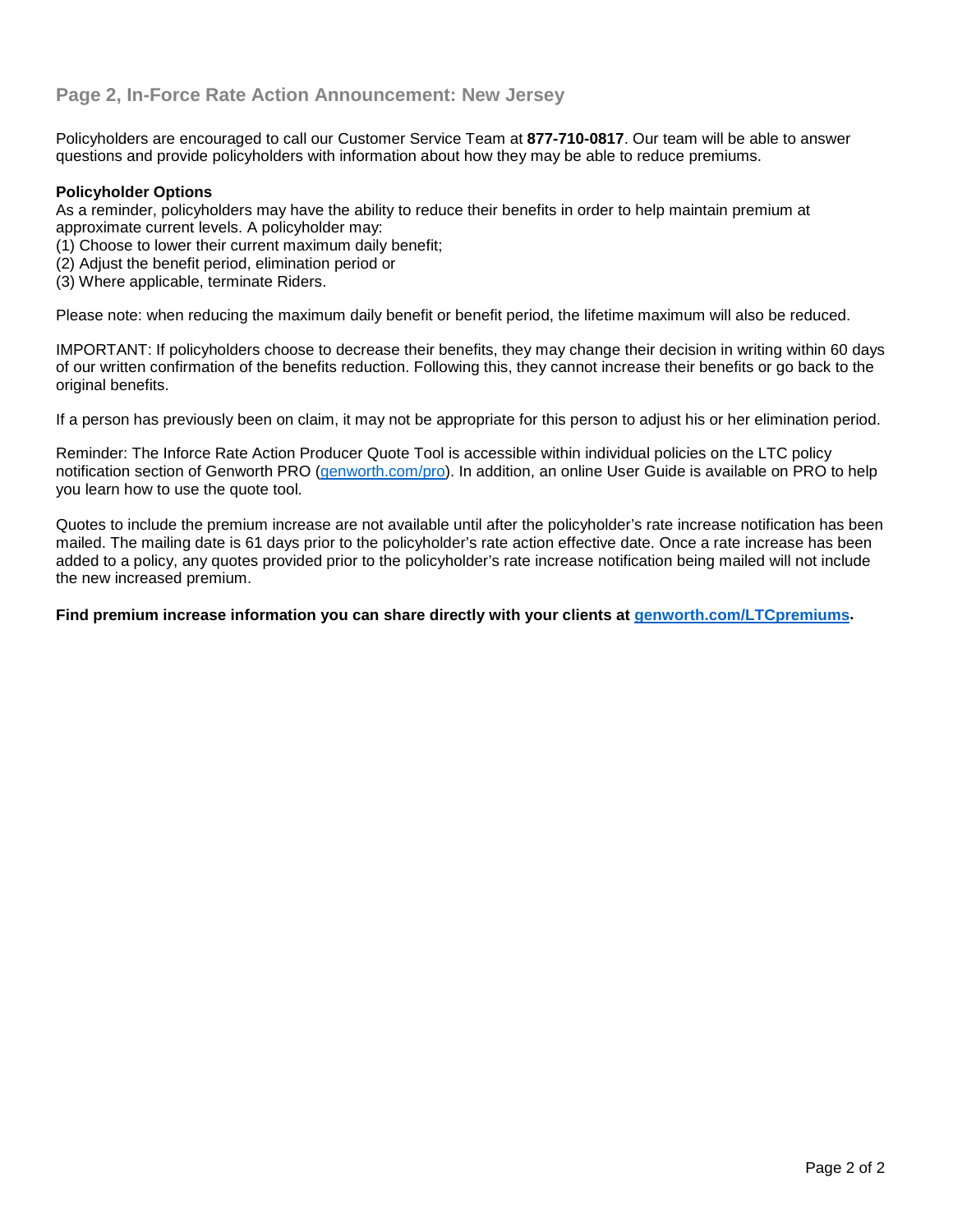## Page 2, In-Force Rate Action Announcement: New Jersey

Policyholders are encouraged to call our Customer Service Team at **877-710-0817**. Our team will be able to answer questions and provide policyholders with information about how they may be able to reduce premiums.

**Policyholder Options**

As a reminder, policyholders may have the ability to reduce their benefits in order to help maintain premium at approximate current levels. A policyholder may:

(1) Choose to lower their current maximum daily benefit;
(2) Adjust the benefit period, elimination period or
(3) Where applicable, terminate Riders.

Please note: when reducing the maximum daily benefit or benefit period, the lifetime maximum will also be reduced.

IMPORTANT: If policyholders choose to decrease their benefits, they may change their decision in writing within 60 days of our written confirmation of the benefits reduction. Following this, they cannot increase their benefits or go back to the original benefits.

If a person has previously been on claim, it may not be appropriate for this person to adjust his or her elimination period.

Reminder: The Inforce Rate Action Producer Quote Tool is accessible within individual policies on the LTC policy notification section of Genworth PRO (genworth.com/pro). In addition, an online User Guide is available on PRO to help you learn how to use the quote tool.

Quotes to include the premium increase are not available until after the policyholder's rate increase notification has been mailed. The mailing date is 61 days prior to the policyholder's rate action effective date. Once a rate increase has been added to a policy, any quotes provided prior to the policyholder's rate increase notification being mailed will not include the new increased premium.

**Find premium increase information you can share directly with your clients at genworth.com/LTCpremiums.**